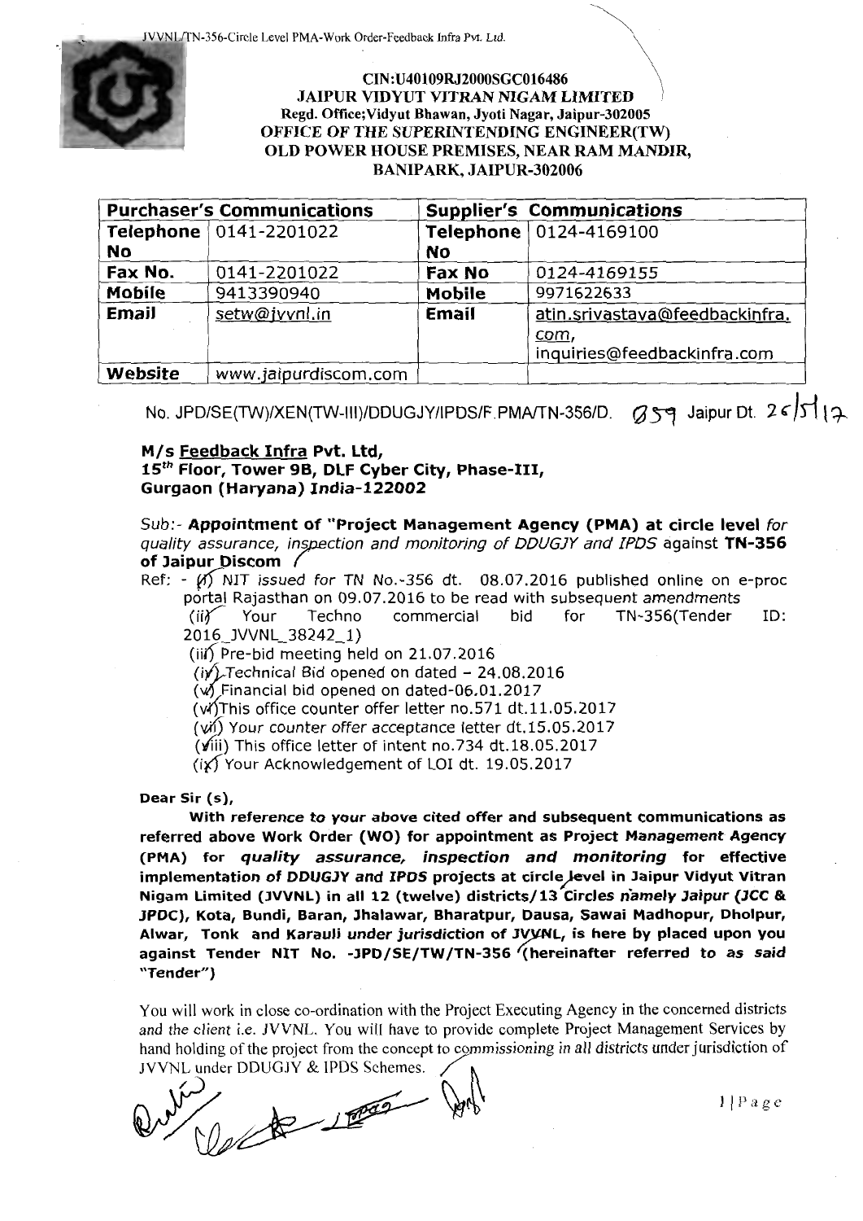JVVNL/TN-356-Circle Level PMA-Work Order-Feedback Infra Pvt. Ltd.

**CIN:U40109RJ2000SGC016486**
**JAIPUR VIDYUT VITRAN NIGAM LIMITED**
**Regd. Office;Vidyut Bhawan, Jyoti Nagar, Jaipur-302005**
**OFFICE OF THE SUPERINTENDING ENGINEER(TW)**
**OLD POWER HOUSE PREMISES, NEAR RAM MANDIR,**
**BANIPARK, JAIPUR-302006**

| Purchaser's Communications | | Supplier's Communications | |
|---|---|---|---|
| **Telephone No** | 0141-2201022 | **Telephone No** | 0124-4169100 |
| **Fax No.** | 0141-2201022 | **Fax No** | 0124-4169155 |
| **Mobile** | 9413390940 | **Mobile** | 9971622633 |
| **Email** | setw@jvvnl.in | **Email** | atin.srivastava@feedbackinfra.com, inquiries@feedbackinfra.com |
| **Website** | www.jaipurdiscom.com | | |

No. JPD/SE(TW)/XEN(TW-III)/DDUGJY/IPDS/F.PMA/TN-356/D. 059 Jaipur Dt. 26/5/17

**M/s Feedback Infra Pvt. Ltd,**
**15th Floor, Tower 9B, DLF Cyber City, Phase-III,**
**Gurgaon (Haryana) India-122002**

Sub:- **Appointment of "Project Management Agency (PMA) at circle level** *for quality assurance, inspection and monitoring of DDUGJY and IPDS* against **TN-356 of Jaipur Discom**

Ref: - (i) NIT issued for TN No.-356 dt. 08.07.2016 published online on e-proc portal Rajasthan on 09.07.2016 to be read with subsequent amendments
(ii) Your Techno commercial bid for TN-356(Tender ID: 2016_JVVNL_38242_1)
(iii) Pre-bid meeting held on 21.07.2016
(iv) Technical Bid opened on dated – 24.08.2016
(v) Financial bid opened on dated-06.01.2017
(vi) This office counter offer letter no.571 dt.11.05.2017
(vii) Your counter offer acceptance letter dt.15.05.2017
(viii) This office letter of intent no.734 dt.18.05.2017
(ix) Your Acknowledgement of LOI dt. 19.05.2017

**Dear Sir (s),**

**With reference to your above cited offer and subsequent communications as referred above Work Order (WO) for appointment as Project Management Agency (PMA) for *quality assurance, inspection and monitoring* for effective implementation of DDUGJY and IPDS projects at circle level in Jaipur Vidyut Vitran Nigam Limited (JVVNL) in all 12 (twelve) districts/13 Circles namely Jaipur (JCC & JPDC), Kota, Bundi, Baran, Jhalawar, Bharatpur, Dausa, Sawai Madhopur, Dholpur, Alwar, Tonk and Karauli under jurisdiction of JVVNL, is here by placed upon you against Tender NIT No. -JPD/SE/TW/TN-356 (hereinafter referred to as said "Tender")**

You will work in close co-ordination with the Project Executing Agency in the concerned districts and the client i.e. JVVNL. You will have to provide complete Project Management Services by hand holding of the project from the concept to commissioning in all districts under jurisdiction of JVVNL under DDUGJY & IPDS Schemes.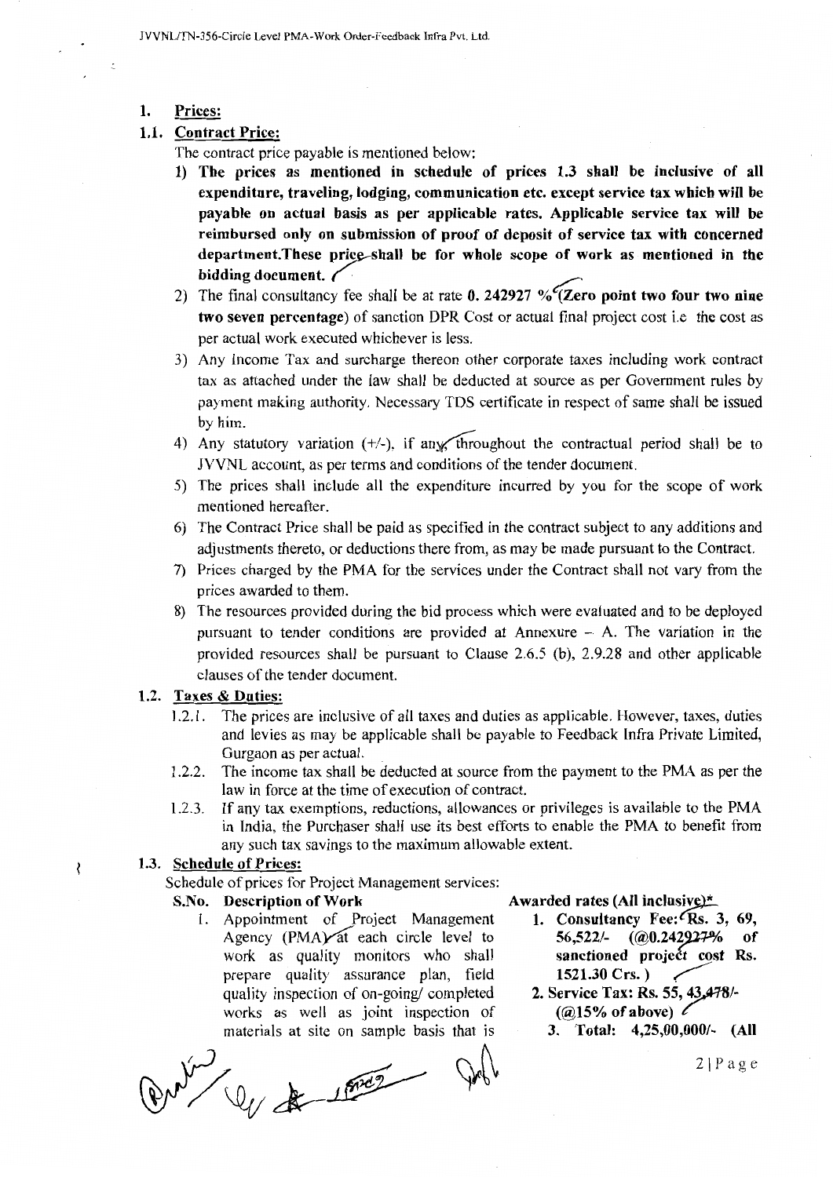## 1. Prices:

### 1.1. Contract Price:

The contract price payable is mentioned below:

1) **The prices as mentioned in schedule of prices 1.3 shall be inclusive of all expenditure, traveling, lodging, communication etc. except service tax which will be payable on actual basis as per applicable rates. Applicable service tax will be reimbursed only on submission of proof of deposit of service tax with concerned department.These price shall be for whole scope of work as mentioned in the bidding document.**
2) The final consultancy fee shall be at rate **0. 242927 % (Zero point two four two nine two seven percentage)** of sanction DPR Cost or actual final project cost i.e the cost as per actual work executed whichever is less.
3) Any Income Tax and surcharge thereon other corporate taxes including work contract tax as attached under the law shall be deducted at source as per Government rules by payment making authority. Necessary TDS certificate in respect of same shall be issued by him.
4) Any statutory variation (+/-), if any, throughout the contractual period shall be to JVVNL account, as per terms and conditions of the tender document.
5) The prices shall include all the expenditure incurred by you for the scope of work mentioned hereafter.
6) The Contract Price shall be paid as specified in the contract subject to any additions and adjustments thereto, or deductions there from, as may be made pursuant to the Contract.
7) Prices charged by the PMA for the services under the Contract shall not vary from the prices awarded to them.
8) The resources provided during the bid process which were evaluated and to be deployed pursuant to tender conditions are provided at Annexure – A. The variation in the provided resources shall be pursuant to Clause 2.6.5 (b), 2.9.28 and other applicable clauses of the tender document.

### 1.2. Taxes & Duties:

1.2.1. The prices are inclusive of all taxes and duties as applicable. However, taxes, duties and levies as may be applicable shall be payable to Feedback Infra Private Limited, Gurgaon as per actual.

1.2.2. The income tax shall be deducted at source from the payment to the PMA as per the law in force at the time of execution of contract.

1.2.3. If any tax exemptions, reductions, allowances or privileges is available to the PMA in India, the Purchaser shall use its best efforts to enable the PMA to benefit from any such tax savings to the maximum allowable extent.

### 1.3. Schedule of Prices:

Schedule of prices for Project Management services:

| S.No. Description of Work | Awarded rates (All inclusive)* |
|---|---|
| 1. Appointment of Project Management Agency (PMA) at each circle level to work as quality monitors who shall prepare quality assurance plan, field quality inspection of on-going/ completed works as well as joint inspection of materials at site on sample basis that is | 1. **Consultancy Fee: Rs. 3, 69, 56,522/- (@0.242927% of sanctioned project cost Rs. 1521.30 Crs. )** <br> 2. **Service Tax: Rs. 55, 43,478/- (@15% of above)** <br> 3. **Total: 4,25,00,000/- (All** |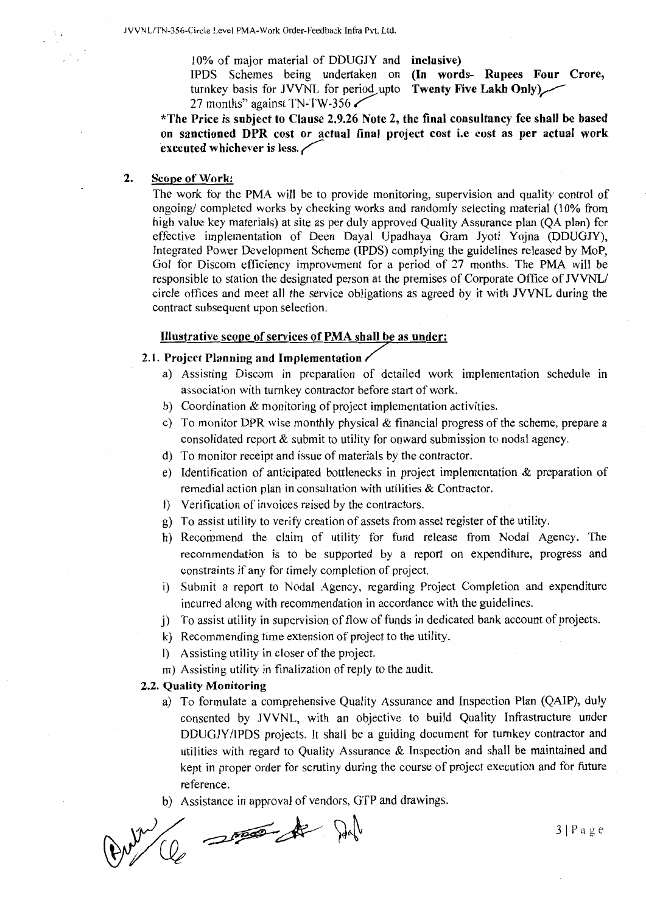| 10% of major material of DDUGJY and IPDS Schemes being undertaken on turnkey basis for JVVNL for period upto 27 months" against TN-TW-356 | **inclusive)** **(In words- Rupees Four Crore, Twenty Five Lakh Only)** |
|---|---|

***The Price is subject to Clause 2.9.26 Note 2, the final consultancy fee shall be based on sanctioned DPR cost or actual final project cost i.e cost as per actual work executed whichever is less.**

## 2. Scope of Work:

The work for the PMA will be to provide monitoring, supervision and quality control of ongoing/ completed works by checking works and randomly selecting material (10% from high value key materials) at site as per duly approved Quality Assurance plan (QA plan) for effective implementation of Deen Dayal Upadhaya Gram Jyoti Yojna (DDUGJY), Integrated Power Development Scheme (IPDS) complying the guidelines released by MoP, GoI for Discom efficiency improvement for a period of 27 months. The PMA will be responsible to station the designated person at the premises of Corporate Office of JVVNL/ circle offices and meet all the service obligations as agreed by it with JVVNL during the contract subsequent upon selection.

### Illustrative scope of services of PMA shall be as under:

**2.1. Project Planning and Implementation**

a) Assisting Discom in preparation of detailed work implementation schedule in association with turnkey contractor before start of work.
b) Coordination & monitoring of project implementation activities.
c) To monitor DPR wise monthly physical & financial progress of the scheme, prepare a consolidated report & submit to utility for onward submission to nodal agency.
d) To monitor receipt and issue of materials by the contractor.
e) Identification of anticipated bottlenecks in project implementation & preparation of remedial action plan in consultation with utilities & Contractor.
f) Verification of invoices raised by the contractors.
g) To assist utility to verify creation of assets from asset register of the utility.
h) Recommend the claim of utility for fund release from Nodal Agency. The recommendation is to be supported by a report on expenditure, progress and constraints if any for timely completion of project.
i) Submit a report to Nodal Agency, regarding Project Completion and expenditure incurred along with recommendation in accordance with the guidelines.
j) To assist utility in supervision of flow of funds in dedicated bank account of projects.
k) Recommending time extension of project to the utility.
l) Assisting utility in closer of the project.
m) Assisting utility in finalization of reply to the audit.

**2.2. Quality Monitoring**

a) To formulate a comprehensive Quality Assurance and Inspection Plan (QAIP), duly consented by JVVNL, with an objective to build Quality Infrastructure under DDUGJY/IPDS projects. It shall be a guiding document for turnkey contractor and utilities with regard to Quality Assurance & Inspection and shall be maintained and kept in proper order for scrutiny during the course of project execution and for future reference.
b) Assistance in approval of vendors, GTP and drawings.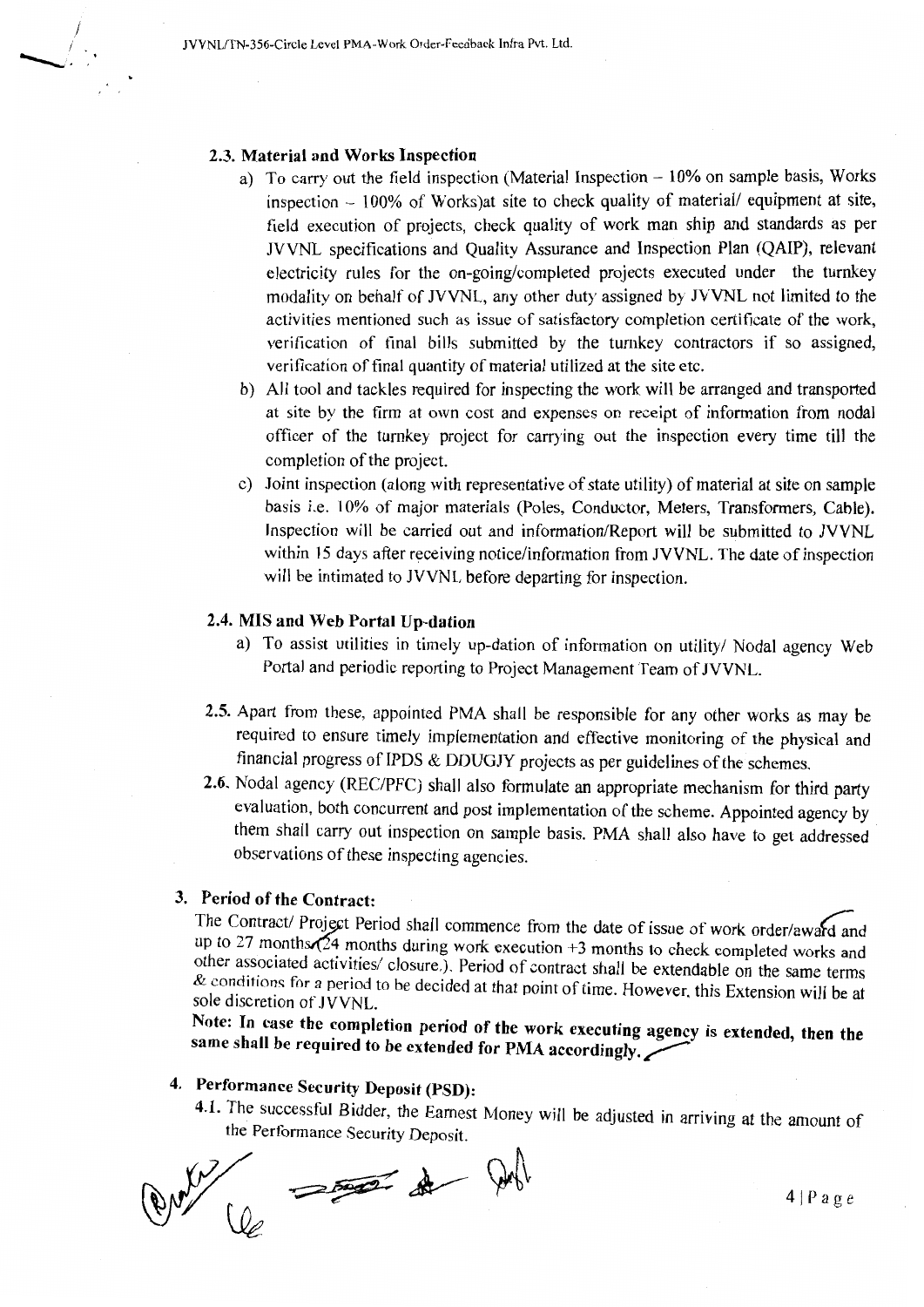### 2.3. Material and Works Inspection

a) To carry out the field inspection (Material Inspection – 10% on sample basis, Works inspection – 100% of Works)at site to check quality of material/ equipment at site, field execution of projects, check quality of work man ship and standards as per JVVNL specifications and Quality Assurance and Inspection Plan (QAIP), relevant electricity rules for the on-going/completed projects executed under the turnkey modality on behalf of JVVNL, any other duty assigned by JVVNL not limited to the activities mentioned such as issue of satisfactory completion certificate of the work, verification of final bills submitted by the turnkey contractors if so assigned, verification of final quantity of material utilized at the site etc.

b) All tool and tackles required for inspecting the work will be arranged and transported at site by the firm at own cost and expenses on receipt of information from nodal officer of the turnkey project for carrying out the inspection every time till the completion of the project.

c) Joint inspection (along with representative of state utility) of material at site on sample basis i.e. 10% of major materials (Poles, Conductor, Meters, Transformers, Cable). Inspection will be carried out and information/Report will be submitted to JVVNL within 15 days after receiving notice/information from JVVNL. The date of inspection will be intimated to JVVNL before departing for inspection.

### 2.4. MIS and Web Portal Up-dation

a) To assist utilities in timely up-dation of information on utility/ Nodal agency Web Portal and periodic reporting to Project Management Team of JVVNL.

2.5. Apart from these, appointed PMA shall be responsible for any other works as may be required to ensure timely implementation and effective monitoring of the physical and financial progress of IPDS & DDUGJY projects as per guidelines of the schemes.

2.6. Nodal agency (REC/PFC) shall also formulate an appropriate mechanism for third party evaluation, both concurrent and post implementation of the scheme. Appointed agency by them shall carry out inspection on sample basis. PMA shall also have to get addressed observations of these inspecting agencies.

## 3. Period of the Contract:

The Contract/ Project Period shall commence from the date of issue of work order/award and up to 27 months (24 months during work execution +3 months to check completed works and other associated activities/ closure.). Period of contract shall be extendable on the same terms & conditions for a period to be decided at that point of time. However, this Extension will be at sole discretion of JVVNL.

**Note: In case the completion period of the work executing agency is extended, then the same shall be required to be extended for PMA accordingly.**

## 4. Performance Security Deposit (PSD):

4.1. The successful Bidder, the Earnest Money will be adjusted in arriving at the amount of the Performance Security Deposit.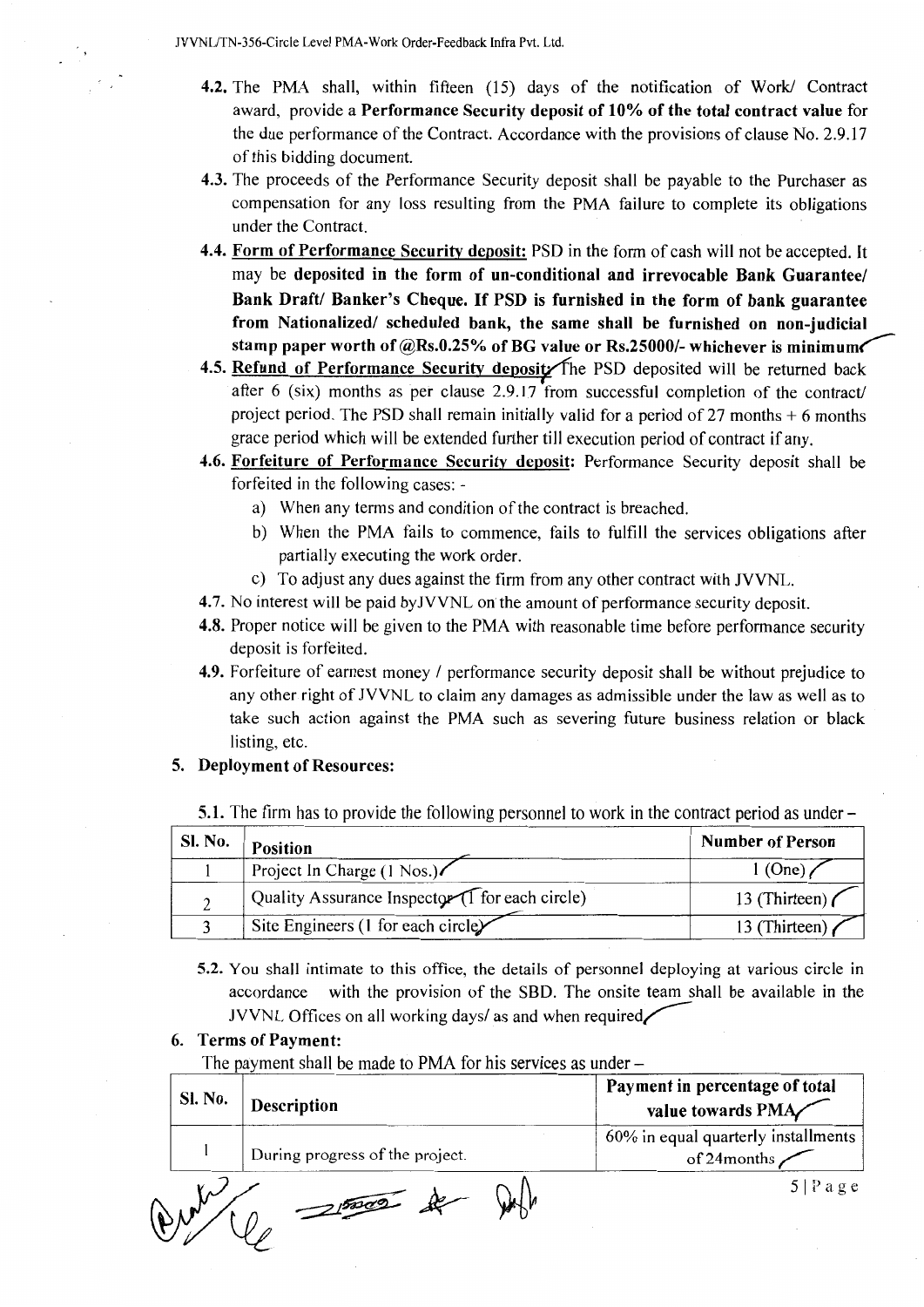**4.2.** The PMA shall, within fifteen (15) days of the notification of Work/ Contract award, provide a **Performance Security deposit of 10% of the total contract value** for the due performance of the Contract. Accordance with the provisions of clause No. 2.9.17 of this bidding document.

**4.3.** The proceeds of the Performance Security deposit shall be payable to the Purchaser as compensation for any loss resulting from the PMA failure to complete its obligations under the Contract.

**4.4.** **Form of Performance Security deposit:** PSD in the form of cash will not be accepted. It may be **deposited in the form of un-conditional and irrevocable Bank Guarantee/ Bank Draft/ Banker's Cheque. If PSD is furnished in the form of bank guarantee from Nationalized/ scheduled bank, the same shall be furnished on non-judicial stamp paper worth of @Rs.0.25% of BG value or Rs.25000/- whichever is minimum**

**4.5.** **Refund of Performance Security deposit:** The PSD deposited will be returned back after 6 (six) months as per clause 2.9.17 from successful completion of the contract/ project period. The PSD shall remain initially valid for a period of 27 months + 6 months grace period which will be extended further till execution period of contract if any.

**4.6.** **Forfeiture of Performance Security deposit:** Performance Security deposit shall be forfeited in the following cases: -

a) When any terms and condition of the contract is breached.

b) When the PMA fails to commence, fails to fulfill the services obligations after partially executing the work order.

c) To adjust any dues against the firm from any other contract with JVVNL.

**4.7.** No interest will be paid byJVVNL on the amount of performance security deposit.

**4.8.** Proper notice will be given to the PMA with reasonable time before performance security deposit is forfeited.

**4.9.** Forfeiture of earnest money / performance security deposit shall be without prejudice to any other right of JVVNL to claim any damages as admissible under the law as well as to take such action against the PMA such as severing future business relation or black listing, etc.

## 5. Deployment of Resources:

**5.1.** The firm has to provide the following personnel to work in the contract period as under –

| Sl. No. | Position | Number of Person |
|---|---|---|
| 1 | Project In Charge (1 Nos.) | 1 (One) |
| 2 | Quality Assurance Inspector (1 for each circle) | 13 (Thirteen) |
| 3 | Site Engineers (1 for each circle) | 13 (Thirteen) |

**5.2.** You shall intimate to this office, the details of personnel deploying at various circle in accordance with the provision of the SBD. The onsite team shall be available in the JVVNL Offices on all working days/ as and when required.

## 6. Terms of Payment:

The payment shall be made to PMA for his services as under –

| Sl. No. | Description | Payment in percentage of total value towards PMA |
|---|---|---|
| 1 | During progress of the project. | 60% in equal quarterly installments of 24months |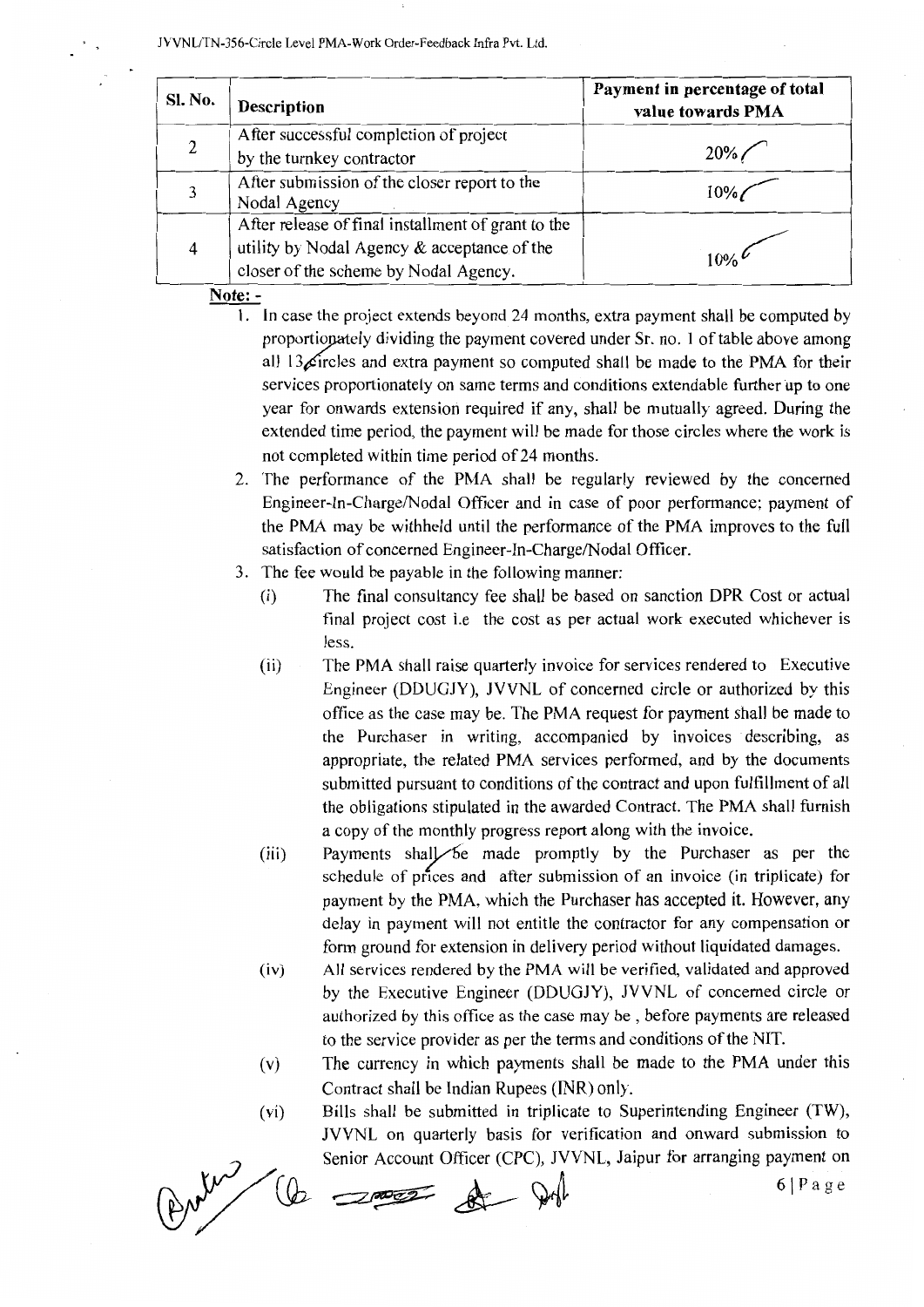| Sl. No. | Description | Payment in percentage of total value towards PMA |
|---|---|---|
| 2 | After successful completion of project by the turnkey contractor | 20% |
| 3 | After submission of the closer report to the Nodal Agency | 10% |
| 4 | After release of final installment of grant to the utility by Nodal Agency & acceptance of the closer of the scheme by Nodal Agency. | 10% |

**Note: -**

1. In case the project extends beyond 24 months, extra payment shall be computed by proportionately dividing the payment covered under Sr. no. 1 of table above among all 13 circles and extra payment so computed shall be made to the PMA for their services proportionately on same terms and conditions extendable further up to one year for onwards extension required if any, shall be mutually agreed. During the extended time period, the payment will be made for those circles where the work is not completed within time period of 24 months.
2. The performance of the PMA shall be regularly reviewed by the concerned Engineer-In-Charge/Nodal Officer and in case of poor performance; payment of the PMA may be withheld until the performance of the PMA improves to the full satisfaction of concerned Engineer-In-Charge/Nodal Officer.
3. The fee would be payable in the following manner:
   - (i) The final consultancy fee shall be based on sanction DPR Cost or actual final project cost i.e the cost as per actual work executed whichever is less.
   - (ii) The PMA shall raise quarterly invoice for services rendered to Executive Engineer (DDUGJY), JVVNL of concerned circle or authorized by this office as the case may be. The PMA request for payment shall be made to the Purchaser in writing, accompanied by invoices describing, as appropriate, the related PMA services performed, and by the documents submitted pursuant to conditions of the contract and upon fulfillment of all the obligations stipulated in the awarded Contract. The PMA shall furnish a copy of the monthly progress report along with the invoice.
   - (iii) Payments shall be made promptly by the Purchaser as per the schedule of prices and after submission of an invoice (in triplicate) for payment by the PMA, which the Purchaser has accepted it. However, any delay in payment will not entitle the contractor for any compensation or form ground for extension in delivery period without liquidated damages.
   - (iv) All services rendered by the PMA will be verified, validated and approved by the Executive Engineer (DDUGJY), JVVNL of concerned circle or authorized by this office as the case may be , before payments are released to the service provider as per the terms and conditions of the NIT.
   - (v) The currency in which payments shall be made to the PMA under this Contract shall be Indian Rupees (INR) only.
   - (vi) Bills shall be submitted in triplicate to Superintending Engineer (TW), JVVNL on quarterly basis for verification and onward submission to Senior Account Officer (CPC), JVVNL, Jaipur for arranging payment on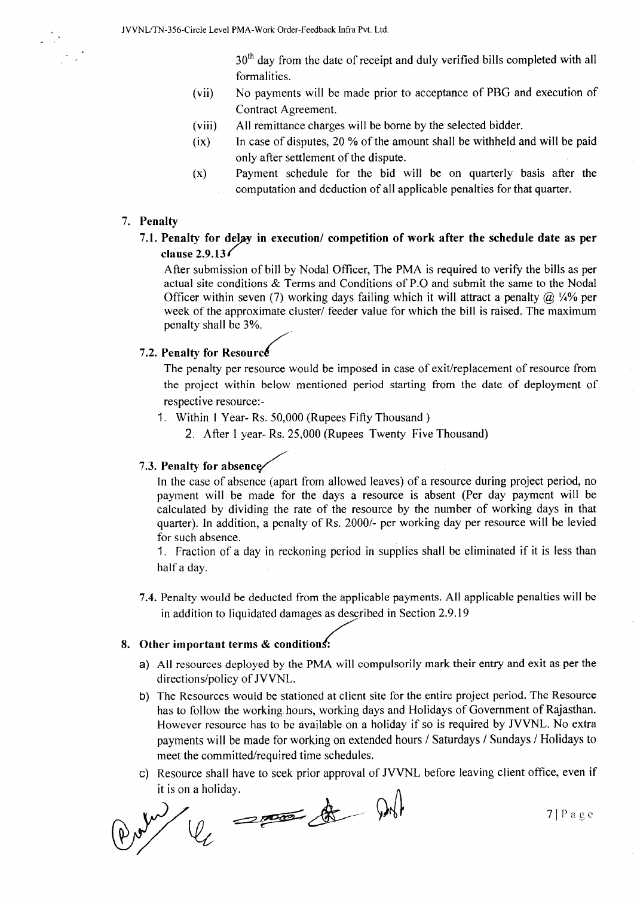30th day from the date of receipt and duly verified bills completed with all formalities.

(vii) No payments will be made prior to acceptance of PBG and execution of Contract Agreement.

(viii) All remittance charges will be borne by the selected bidder.

(ix) In case of disputes, 20 % of the amount shall be withheld and will be paid only after settlement of the dispute.

(x) Payment schedule for the bid will be on quarterly basis after the computation and deduction of all applicable penalties for that quarter.

## 7. Penalty

### 7.1. Penalty for delay in execution/ competition of work after the schedule date as per clause 2.9.13

After submission of bill by Nodal Officer, The PMA is required to verify the bills as per actual site conditions & Terms and Conditions of P.O and submit the same to the Nodal Officer within seven (7) working days failing which it will attract a penalty @ ¼% per week of the approximate cluster/ feeder value for which the bill is raised. The maximum penalty shall be 3%.

### 7.2. Penalty for Resource

The penalty per resource would be imposed in case of exit/replacement of resource from the project within below mentioned period starting from the date of deployment of respective resource:-

1. Within 1 Year- Rs. 50,000 (Rupees Fifty Thousand )
2. After 1 year- Rs. 25,000 (Rupees Twenty Five Thousand)

### 7.3. Penalty for absence

In the case of absence (apart from allowed leaves) of a resource during project period, no payment will be made for the days a resource is absent (Per day payment will be calculated by dividing the rate of the resource by the number of working days in that quarter). In addition, a penalty of Rs. 2000/- per working day per resource will be levied for such absence.

1. Fraction of a day in reckoning period in supplies shall be eliminated if it is less than half a day.

7.4. Penalty would be deducted from the applicable payments. All applicable penalties will be in addition to liquidated damages as described in Section 2.9.19

## 8. Other important terms & conditions:

a) All resources deployed by the PMA will compulsorily mark their entry and exit as per the directions/policy of JVVNL.

b) The Resources would be stationed at client site for the entire project period. The Resource has to follow the working hours, working days and Holidays of Government of Rajasthan. However resource has to be available on a holiday if so is required by JVVNL. No extra payments will be made for working on extended hours / Saturdays / Sundays / Holidays to meet the committed/required time schedules.

c) Resource shall have to seek prior approval of JVVNL before leaving client office, even if it is on a holiday.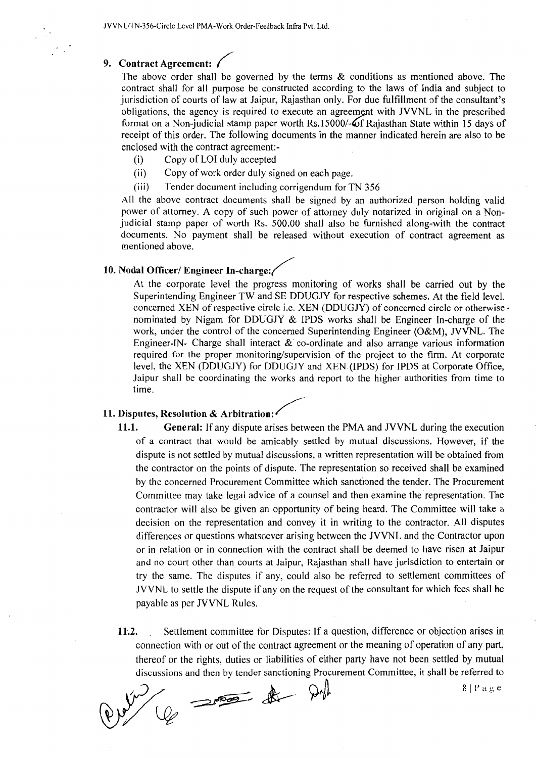## 9. Contract Agreement:

The above order shall be governed by the terms & conditions as mentioned above. The contract shall for all purpose be constructed according to the laws of India and subject to jurisdiction of courts of law at Jaipur, Rajasthan only. For due fulfillment of the consultant's obligations, the agency is required to execute an agreement with JVVNL in the prescribed format on a Non-judicial stamp paper worth Rs.15000/- of Rajasthan State within 15 days of receipt of this order. The following documents in the manner indicated herein are also to be enclosed with the contract agreement:-

- (i) Copy of LOI duly accepted
- (ii) Copy of work order duly signed on each page.
- (iii) Tender document including corrigendum for TN 356

All the above contract documents shall be signed by an authorized person holding valid power of attorney. A copy of such power of attorney duly notarized in original on a Non-judicial stamp paper of worth Rs. 500.00 shall also be furnished along-with the contract documents. No payment shall be released without execution of contract agreement as mentioned above.

## 10. Nodal Officer/ Engineer In-charge:

At the corporate level the progress monitoring of works shall be carried out by the Superintending Engineer TW and SE DDUGJY for respective schemes. At the field level, concerned XEN of respective circle i.e. XEN (DDUGJY) of concerned circle or otherwise nominated by Nigam for DDUGJY & IPDS works shall be Engineer In-charge of the work, under the control of the concerned Superintending Engineer (O&M), JVVNL. The Engineer-IN- Charge shall interact & co-ordinate and also arrange various information required for the proper monitoring/supervision of the project to the firm. At corporate level, the XEN (DDUGJY) for DDUGJY and XEN (IPDS) for IPDS at Corporate Office, Jaipur shall be coordinating the works and report to the higher authorities from time to time.

## 11. Disputes, Resolution & Arbitration:

**11.1. General:** If any dispute arises between the PMA and JVVNL during the execution of a contract that would be amicably settled by mutual discussions. However, if the dispute is not settled by mutual discussions, a written representation will be obtained from the contractor on the points of dispute. The representation so received shall be examined by the concerned Procurement Committee which sanctioned the tender. The Procurement Committee may take legal advice of a counsel and then examine the representation. The contractor will also be given an opportunity of being heard. The Committee will take a decision on the representation and convey it in writing to the contractor. All disputes differences or questions whatsoever arising between the JVVNL and the Contractor upon or in relation or in connection with the contract shall be deemed to have risen at Jaipur and no court other than courts at Jaipur, Rajasthan shall have jurisdiction to entertain or try the same. The disputes if any, could also be referred to settlement committees of JVVNL to settle the dispute if any on the request of the consultant for which fees shall be payable as per JVVNL Rules.

**11.2.** Settlement committee for Disputes: If a question, difference or objection arises in connection with or out of the contract agreement or the meaning of operation of any part, thereof or the rights, duties or liabilities of either party have not been settled by mutual discussions and then by tender sanctioning Procurement Committee, it shall be referred to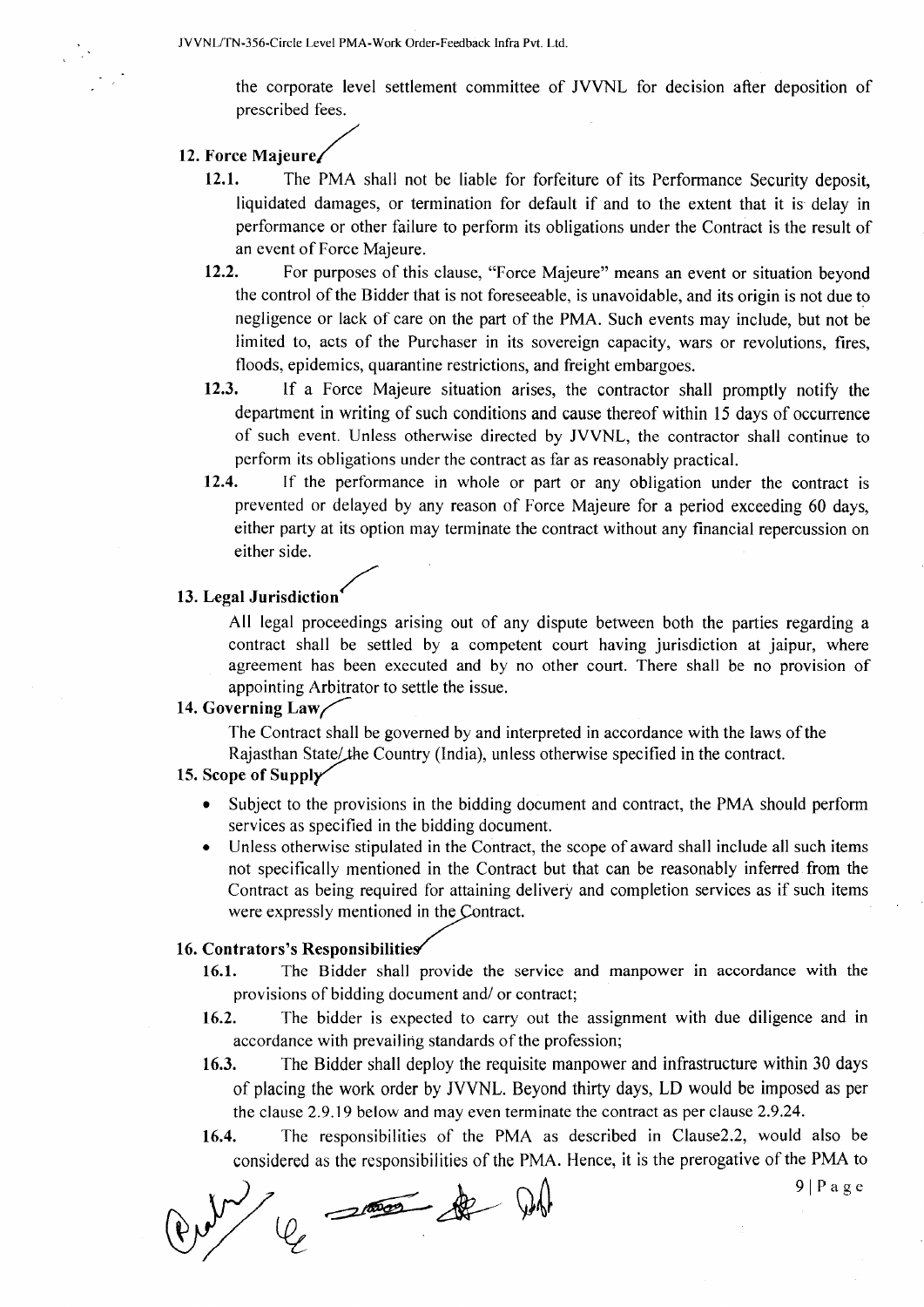the corporate level settlement committee of JVVNL for decision after deposition of prescribed fees.

## 12. Force Majeure

**12.1.** The PMA shall not be liable for forfeiture of its Performance Security deposit, liquidated damages, or termination for default if and to the extent that it is delay in performance or other failure to perform its obligations under the Contract is the result of an event of Force Majeure.

**12.2.** For purposes of this clause, "Force Majeure" means an event or situation beyond the control of the Bidder that is not foreseeable, is unavoidable, and its origin is not due to negligence or lack of care on the part of the PMA. Such events may include, but not be limited to, acts of the Purchaser in its sovereign capacity, wars or revolutions, fires, floods, epidemics, quarantine restrictions, and freight embargoes.

**12.3.** If a Force Majeure situation arises, the contractor shall promptly notify the department in writing of such conditions and cause thereof within 15 days of occurrence of such event. Unless otherwise directed by JVVNL, the contractor shall continue to perform its obligations under the contract as far as reasonably practical.

**12.4.** If the performance in whole or part or any obligation under the contract is prevented or delayed by any reason of Force Majeure for a period exceeding 60 days, either party at its option may terminate the contract without any financial repercussion on either side.

## 13. Legal Jurisdiction

All legal proceedings arising out of any dispute between both the parties regarding a contract shall be settled by a competent court having jurisdiction at jaipur, where agreement has been executed and by no other court. There shall be no provision of appointing Arbitrator to settle the issue.

## 14. Governing Law

The Contract shall be governed by and interpreted in accordance with the laws of the Rajasthan State/ the Country (India), unless otherwise specified in the contract.

## 15. Scope of Supply

- Subject to the provisions in the bidding document and contract, the PMA should perform services as specified in the bidding document.
- Unless otherwise stipulated in the Contract, the scope of award shall include all such items not specifically mentioned in the Contract but that can be reasonably inferred from the Contract as being required for attaining delivery and completion services as if such items were expressly mentioned in the Contract.

## 16. Contrators's Responsibilities

**16.1.** The Bidder shall provide the service and manpower in accordance with the provisions of bidding document and/ or contract;

**16.2.** The bidder is expected to carry out the assignment with due diligence and in accordance with prevailing standards of the profession;

**16.3.** The Bidder shall deploy the requisite manpower and infrastructure within 30 days of placing the work order by JVVNL. Beyond thirty days, LD would be imposed as per the clause 2.9.19 below and may even terminate the contract as per clause 2.9.24.

**16.4.** The responsibilities of the PMA as described in Clause2.2, would also be considered as the responsibilities of the PMA. Hence, it is the prerogative of the PMA to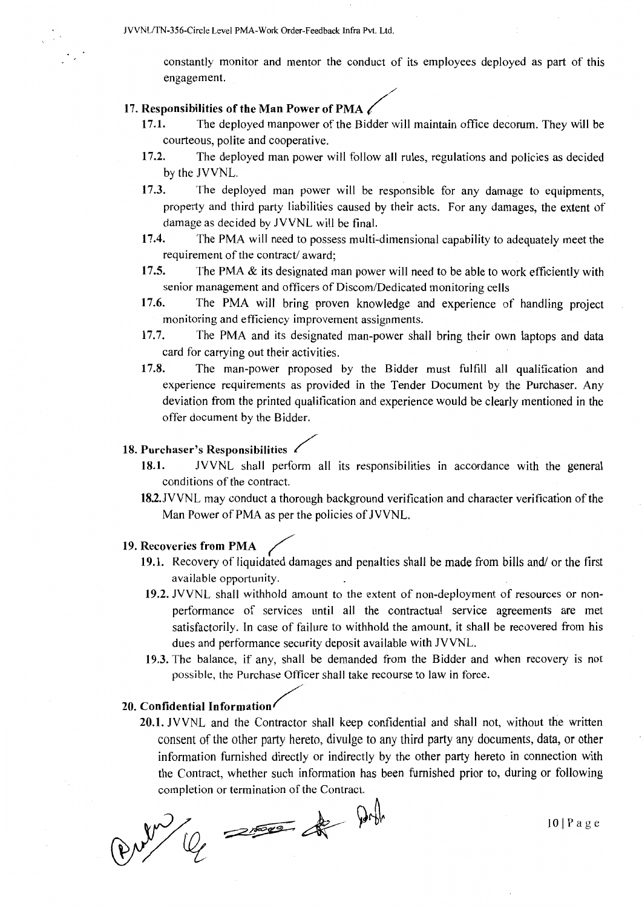constantly monitor and mentor the conduct of its employees deployed as part of this engagement.

## 17. Responsibilities of the Man Power of PMA

- **17.1.** The deployed manpower of the Bidder will maintain office decorum. They will be courteous, polite and cooperative.
- **17.2.** The deployed man power will follow all rules, regulations and policies as decided by the JVVNL.
- **17.3.** The deployed man power will be responsible for any damage to equipments, property and third party liabilities caused by their acts. For any damages, the extent of damage as decided by JVVNL will be final.
- **17.4.** The PMA will need to possess multi-dimensional capability to adequately meet the requirement of the contract/ award;
- **17.5.** The PMA & its designated man power will need to be able to work efficiently with senior management and officers of Discom/Dedicated monitoring cells
- **17.6.** The PMA will bring proven knowledge and experience of handling project monitoring and efficiency improvement assignments.
- **17.7.** The PMA and its designated man-power shall bring their own laptops and data card for carrying out their activities.
- **17.8.** The man-power proposed by the Bidder must fulfill all qualification and experience requirements as provided in the Tender Document by the Purchaser. Any deviation from the printed qualification and experience would be clearly mentioned in the offer document by the Bidder.

## 18. Purchaser's Responsibilities

- **18.1.** JVVNL shall perform all its responsibilities in accordance with the general conditions of the contract.
- **18.2.** JVVNL may conduct a thorough background verification and character verification of the Man Power of PMA as per the policies of JVVNL.

## 19. Recoveries from PMA

- **19.1.** Recovery of liquidated damages and penalties shall be made from bills and/ or the first available opportunity.
- **19.2.** JVVNL shall withhold amount to the extent of non-deployment of resources or non-performance of services until all the contractual service agreements are met satisfactorily. In case of failure to withhold the amount, it shall be recovered from his dues and performance security deposit available with JVVNL.
- **19.3.** The balance, if any, shall be demanded from the Bidder and when recovery is not possible, the Purchase Officer shall take recourse to law in force.

## 20. Confidential Information

- **20.1.** JVVNL and the Contractor shall keep confidential and shall not, without the written consent of the other party hereto, divulge to any third party any documents, data, or other information furnished directly or indirectly by the other party hereto in connection with the Contract, whether such information has been furnished prior to, during or following completion or termination of the Contract.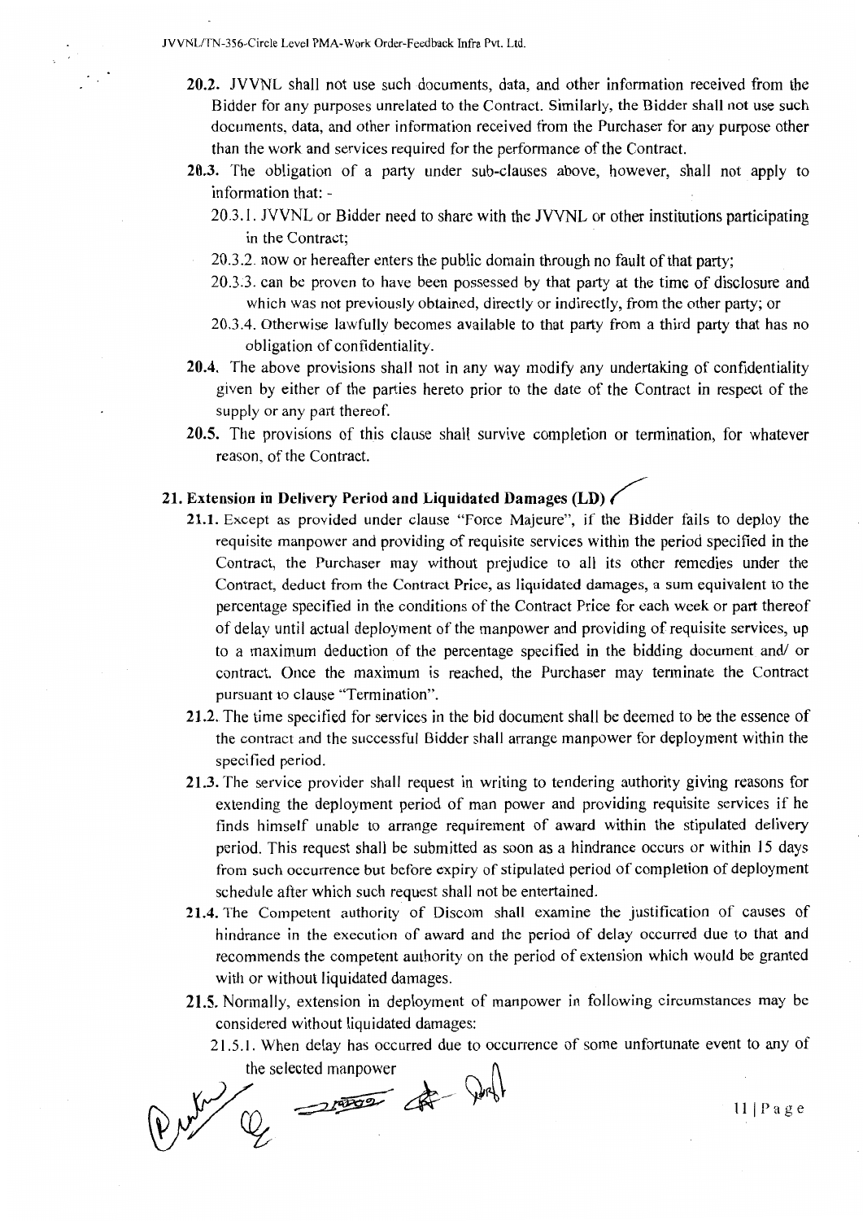**20.2.** JVVNL shall not use such documents, data, and other information received from the Bidder for any purposes unrelated to the Contract. Similarly, the Bidder shall not use such documents, data, and other information received from the Purchaser for any purpose other than the work and services required for the performance of the Contract.

**20.3.** The obligation of a party under sub-clauses above, however, shall not apply to information that: -

20.3.1. JVVNL or Bidder need to share with the JVVNL or other institutions participating in the Contract;

20.3.2. now or hereafter enters the public domain through no fault of that party;

20.3.3. can be proven to have been possessed by that party at the time of disclosure and which was not previously obtained, directly or indirectly, from the other party; or

20.3.4. Otherwise lawfully becomes available to that party from a third party that has no obligation of confidentiality.

**20.4.** The above provisions shall not in any way modify any undertaking of confidentiality given by either of the parties hereto prior to the date of the Contract in respect of the supply or any part thereof.

**20.5.** The provisions of this clause shall survive completion or termination, for whatever reason, of the Contract.

## 21. Extension in Delivery Period and Liquidated Damages (LD)

**21.1.** Except as provided under clause "Force Majeure", if the Bidder fails to deploy the requisite manpower and providing of requisite services within the period specified in the Contract, the Purchaser may without prejudice to all its other remedies under the Contract, deduct from the Contract Price, as liquidated damages, a sum equivalent to the percentage specified in the conditions of the Contract Price for each week or part thereof of delay until actual deployment of the manpower and providing of requisite services, up to a maximum deduction of the percentage specified in the bidding document and/ or contract. Once the maximum is reached, the Purchaser may terminate the Contract pursuant to clause "Termination".

**21.2.** The time specified for services in the bid document shall be deemed to be the essence of the contract and the successful Bidder shall arrange manpower for deployment within the specified period.

**21.3.** The service provider shall request in writing to tendering authority giving reasons for extending the deployment period of man power and providing requisite services if he finds himself unable to arrange requirement of award within the stipulated delivery period. This request shall be submitted as soon as a hindrance occurs or within 15 days from such occurrence but before expiry of stipulated period of completion of deployment schedule after which such request shall not be entertained.

**21.4.** The Competent authority of Discom shall examine the justification of causes of hindrance in the execution of award and the period of delay occurred due to that and recommends the competent authority on the period of extension which would be granted with or without liquidated damages.

**21.5.** Normally, extension in deployment of manpower in following circumstances may be considered without liquidated damages:

21.5.1. When delay has occurred due to occurrence of some unfortunate event to any of the selected manpower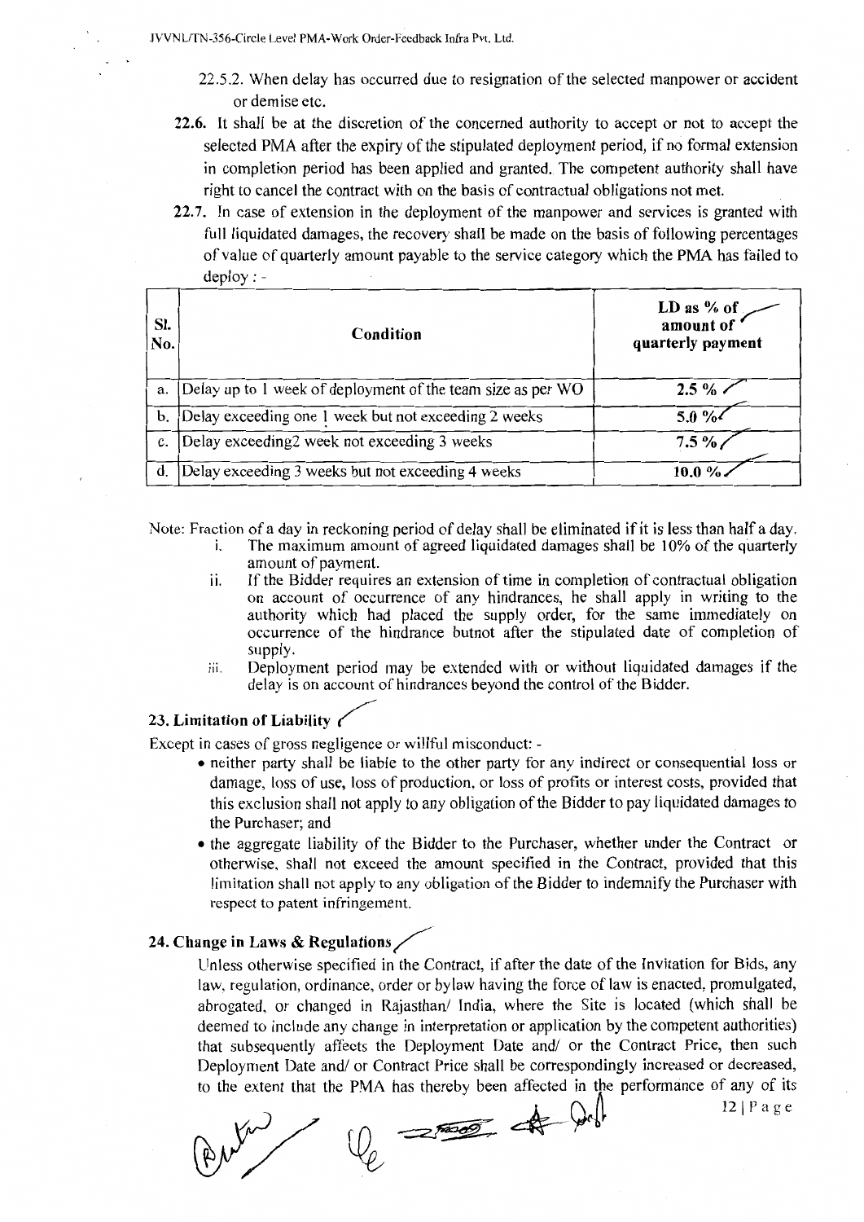22.5.2. When delay has occurred due to resignation of the selected manpower or accident or demise etc.

**22.6.** It shall be at the discretion of the concerned authority to accept or not to accept the selected PMA after the expiry of the stipulated deployment period, if no formal extension in completion period has been applied and granted. The competent authority shall have right to cancel the contract with on the basis of contractual obligations not met.

**22.7.** In case of extension in the deployment of the manpower and services is granted with full liquidated damages, the recovery shall be made on the basis of following percentages of value of quarterly amount payable to the service category which the PMA has failed to deploy : -

| Sl. No. | Condition | LD as % of amount of quarterly payment |
|---|---|---|
| a. | Delay up to 1 week of deployment of the team size as per WO | 2.5 % |
| b. | Delay exceeding one 1 week but not exceeding 2 weeks | 5.0 % |
| c. | Delay exceeding2 week not exceeding 3 weeks | 7.5 % |
| d. | Delay exceeding 3 weeks but not exceeding 4 weeks | 10.0 % |

Note: Fraction of a day in reckoning period of delay shall be eliminated if it is less than half a day.

i. The maximum amount of agreed liquidated damages shall be 10% of the quarterly amount of payment.

ii. If the Bidder requires an extension of time in completion of contractual obligation on account of occurrence of any hindrances, he shall apply in writing to the authority which had placed the supply order, for the same immediately on occurrence of the hindrance butnot after the stipulated date of completion of supply.

iii. Deployment period may be extended with or without liquidated damages if the delay is on account of hindrances beyond the control of the Bidder.

## 23. Limitation of Liability

Except in cases of gross negligence or willful misconduct: -

- neither party shall be liable to the other party for any indirect or consequential loss or damage, loss of use, loss of production, or loss of profits or interest costs, provided that this exclusion shall not apply to any obligation of the Bidder to pay liquidated damages to the Purchaser; and
- the aggregate liability of the Bidder to the Purchaser, whether under the Contract or otherwise, shall not exceed the amount specified in the Contract, provided that this limitation shall not apply to any obligation of the Bidder to indemnify the Purchaser with respect to patent infringement.

## 24. Change in Laws & Regulations

Unless otherwise specified in the Contract, if after the date of the Invitation for Bids, any law, regulation, ordinance, order or bylaw having the force of law is enacted, promulgated, abrogated, or changed in Rajasthan/ India, where the Site is located (which shall be deemed to include any change in interpretation or application by the competent authorities) that subsequently affects the Deployment Date and/ or the Contract Price, then such Deployment Date and/ or Contract Price shall be correspondingly increased or decreased, to the extent that the PMA has thereby been affected in the performance of any of its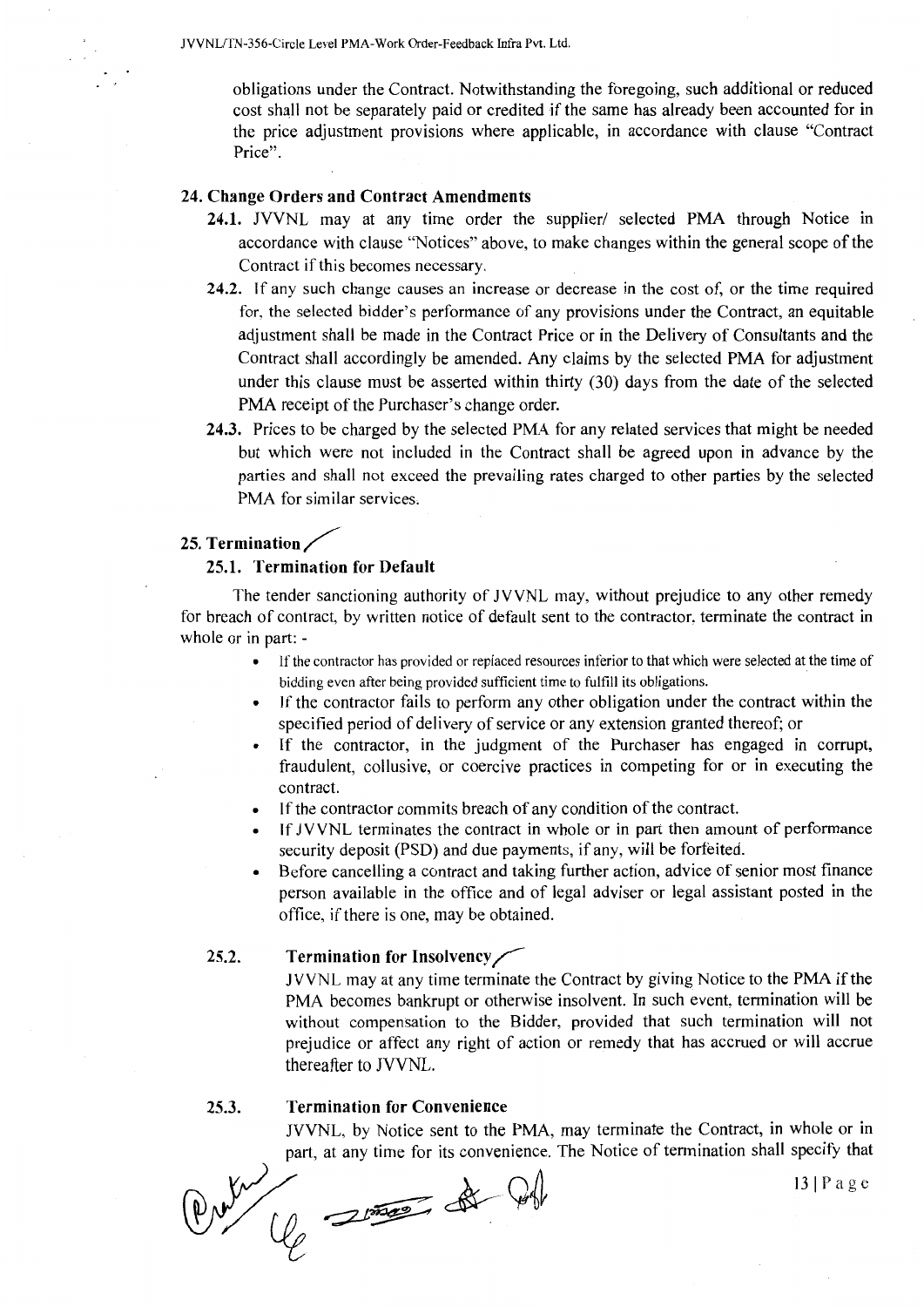obligations under the Contract. Notwithstanding the foregoing, such additional or reduced cost shall not be separately paid or credited if the same has already been accounted for in the price adjustment provisions where applicable, in accordance with clause "Contract Price".

## 24. Change Orders and Contract Amendments

**24.1.** JVVNL may at any time order the supplier/ selected PMA through Notice in accordance with clause "Notices" above, to make changes within the general scope of the Contract if this becomes necessary.

**24.2.** If any such change causes an increase or decrease in the cost of, or the time required for, the selected bidder's performance of any provisions under the Contract, an equitable adjustment shall be made in the Contract Price or in the Delivery of Consultants and the Contract shall accordingly be amended. Any claims by the selected PMA for adjustment under this clause must be asserted within thirty (30) days from the date of the selected PMA receipt of the Purchaser's change order.

**24.3.** Prices to be charged by the selected PMA for any related services that might be needed but which were not included in the Contract shall be agreed upon in advance by the parties and shall not exceed the prevailing rates charged to other parties by the selected PMA for similar services.

## 25. Termination

### 25.1. Termination for Default

The tender sanctioning authority of JVVNL may, without prejudice to any other remedy for breach of contract, by written notice of default sent to the contractor, terminate the contract in whole or in part: -

- If the contractor has provided or replaced resources inferior to that which were selected at the time of bidding even after being provided sufficient time to fulfill its obligations.
- If the contractor fails to perform any other obligation under the contract within the specified period of delivery of service or any extension granted thereof; or
- If the contractor, in the judgment of the Purchaser has engaged in corrupt, fraudulent, collusive, or coercive practices in competing for or in executing the contract.
- If the contractor commits breach of any condition of the contract.
- If JVVNL terminates the contract in whole or in part then amount of performance security deposit (PSD) and due payments, if any, will be forfeited.
- Before cancelling a contract and taking further action, advice of senior most finance person available in the office and of legal adviser or legal assistant posted in the office, if there is one, may be obtained.

### 25.2. Termination for Insolvency

JVVNL may at any time terminate the Contract by giving Notice to the PMA if the PMA becomes bankrupt or otherwise insolvent. In such event, termination will be without compensation to the Bidder, provided that such termination will not prejudice or affect any right of action or remedy that has accrued or will accrue thereafter to JVVNL.

### 25.3. Termination for Convenience

JVVNL, by Notice sent to the PMA, may terminate the Contract, in whole or in part, at any time for its convenience. The Notice of termination shall specify that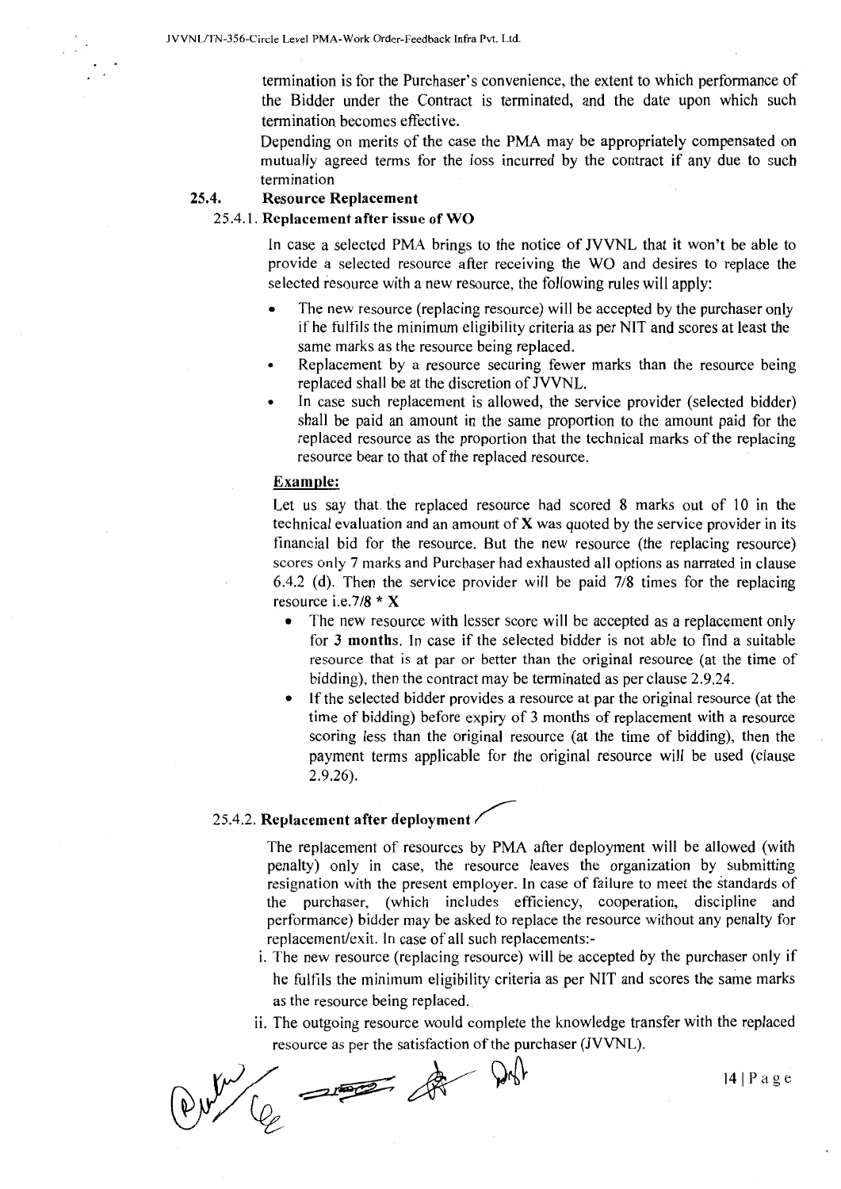termination is for the Purchaser's convenience, the extent to which performance of the Bidder under the Contract is terminated, and the date upon which such termination becomes effective.

Depending on merits of the case the PMA may be appropriately compensated on mutually agreed terms for the loss incurred by the contract if any due to such termination

### 25.4. Resource Replacement

#### 25.4.1. Replacement after issue of WO

In case a selected PMA brings to the notice of JVVNL that it won't be able to provide a selected resource after receiving the WO and desires to replace the selected resource with a new resource, the following rules will apply:

- The new resource (replacing resource) will be accepted by the purchaser only if he fulfils the minimum eligibility criteria as per NIT and scores at least the same marks as the resource being replaced.
- Replacement by a resource securing fewer marks than the resource being replaced shall be at the discretion of JVVNL.
- In case such replacement is allowed, the service provider (selected bidder) shall be paid an amount in the same proportion to the amount paid for the replaced resource as the proportion that the technical marks of the replacing resource bear to that of the replaced resource.

**Example:**

Let us say that the replaced resource had scored 8 marks out of 10 in the technical evaluation and an amount of **X** was quoted by the service provider in its financial bid for the resource. But the new resource (the replacing resource) scores only 7 marks and Purchaser had exhausted all options as narrated in clause 6.4.2 (d). Then the service provider will be paid 7/8 times for the replacing resource i.e.**7/8 * X**

- The new resource with lesser score will be accepted as a replacement only for **3 months**. In case if the selected bidder is not able to find a suitable resource that is at par or better than the original resource (at the time of bidding), then the contract may be terminated as per clause 2.9.24.
- If the selected bidder provides a resource at par the original resource (at the time of bidding) before expiry of 3 months of replacement with a resource scoring less than the original resource (at the time of bidding), then the payment terms applicable for the original resource will be used (clause 2.9.26).

#### 25.4.2. Replacement after deployment

The replacement of resources by PMA after deployment will be allowed (with penalty) only in case, the resource leaves the organization by submitting resignation with the present employer. In case of failure to meet the standards of the purchaser, (which includes efficiency, cooperation, discipline and performance) bidder may be asked to replace the resource without any penalty for replacement/exit. In case of all such replacements:-

i. The new resource (replacing resource) will be accepted by the purchaser only if he fulfils the minimum eligibility criteria as per NIT and scores the same marks as the resource being replaced.

ii. The outgoing resource would complete the knowledge transfer with the replaced resource as per the satisfaction of the purchaser (JVVNL).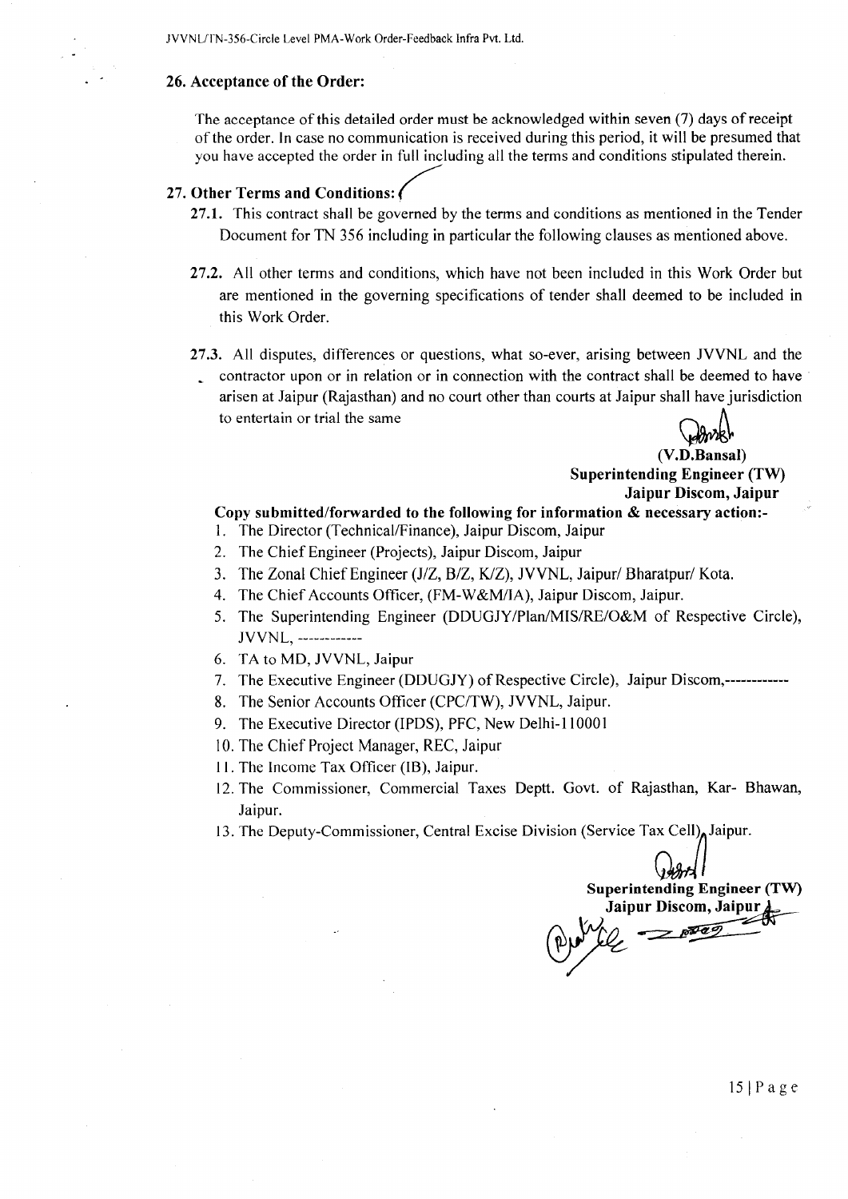## 26. Acceptance of the Order:

The acceptance of this detailed order must be acknowledged within seven (7) days of receipt of the order. In case no communication is received during this period, it will be presumed that you have accepted the order in full including all the terms and conditions stipulated therein.

## 27. Other Terms and Conditions:

**27.1.** This contract shall be governed by the terms and conditions as mentioned in the Tender Document for TN 356 including in particular the following clauses as mentioned above.

**27.2.** All other terms and conditions, which have not been included in this Work Order but are mentioned in the governing specifications of tender shall deemed to be included in this Work Order.

**27.3.** All disputes, differences or questions, what so-ever, arising between JVVNL and the contractor upon or in relation or in connection with the contract shall be deemed to have arisen at Jaipur (Rajasthan) and no court other than courts at Jaipur shall have jurisdiction to entertain or trial the same

**(V.D.Bansal)**
**Superintending Engineer (TW)**
**Jaipur Discom, Jaipur**

**Copy submitted/forwarded to the following for information & necessary action:-**

1. The Director (Technical/Finance), Jaipur Discom, Jaipur
2. The Chief Engineer (Projects), Jaipur Discom, Jaipur
3. The Zonal Chief Engineer (J/Z, B/Z, K/Z), JVVNL, Jaipur/ Bharatpur/ Kota.
4. The Chief Accounts Officer, (FM-W&M/IA), Jaipur Discom, Jaipur.
5. The Superintending Engineer (DDUGJY/Plan/MIS/RE/O&M of Respective Circle), JVVNL, ------------
6. TA to MD, JVVNL, Jaipur
7. The Executive Engineer (DDUGJY) of Respective Circle), Jaipur Discom,------------
8. The Senior Accounts Officer (CPC/TW), JVVNL, Jaipur.
9. The Executive Director (IPDS), PFC, New Delhi-110001
10. The Chief Project Manager, REC, Jaipur
11. The Income Tax Officer (IB), Jaipur.
12. The Commissioner, Commercial Taxes Deptt. Govt. of Rajasthan, Kar- Bhawan, Jaipur.
13. The Deputy-Commissioner, Central Excise Division (Service Tax Cell), Jaipur.

**Superintending Engineer (TW)**
**Jaipur Discom, Jaipur**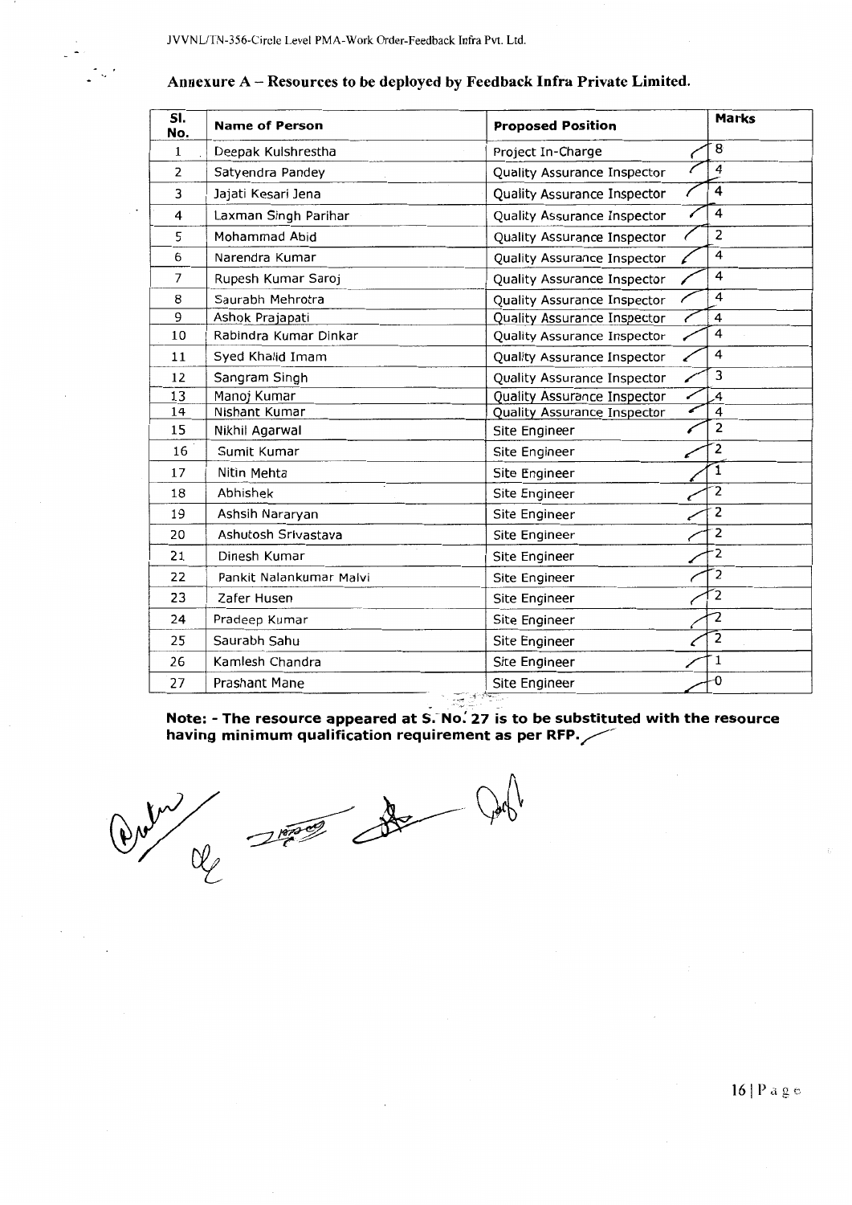## Annexure A – Resources to be deployed by Feedback Infra Private Limited.

| Sl. No. | Name of Person | Proposed Position | Marks |
|---|---|---|---|
| 1 | Deepak Kulshrestha | Project In-Charge | 8 |
| 2 | Satyendra Pandey | Quality Assurance Inspector | 4 |
| 3 | Jajati Kesari Jena | Quality Assurance Inspector | 4 |
| 4 | Laxman Singh Parihar | Quality Assurance Inspector | 4 |
| 5 | Mohammad Abid | Quality Assurance Inspector | 2 |
| 6 | Narendra Kumar | Quality Assurance Inspector | 4 |
| 7 | Rupesh Kumar Saroj | Quality Assurance Inspector | 4 |
| 8 | Saurabh Mehrotra | Quality Assurance Inspector | 4 |
| 9 | Ashok Prajapati | Quality Assurance Inspector | 4 |
| 10 | Rabindra Kumar Dinkar | Quality Assurance Inspector | 4 |
| 11 | Syed Khalid Imam | Quality Assurance Inspector | 4 |
| 12 | Sangram Singh | Quality Assurance Inspector | 3 |
| 13 | Manoj Kumar | Quality Assurance Inspector | 4 |
| 14 | Nishant Kumar | Quality Assurance Inspector | 4 |
| 15 | Nikhil Agarwal | Site Engineer | 2 |
| 16 | Sumit Kumar | Site Engineer | 2 |
| 17 | Nitin Mehta | Site Engineer | 1 |
| 18 | Abhishek | Site Engineer | 2 |
| 19 | Ashsih Nararyan | Site Engineer | 2 |
| 20 | Ashutosh Srivastava | Site Engineer | 2 |
| 21 | Dinesh Kumar | Site Engineer | 2 |
| 22 | Pankit Nalankumar Malvi | Site Engineer | 2 |
| 23 | Zafer Husen | Site Engineer | 2 |
| 24 | Pradeep Kumar | Site Engineer | 2 |
| 25 | Saurabh Sahu | Site Engineer | 2 |
| 26 | Kamlesh Chandra | Site Engineer | 1 |
| 27 | Prashant Mane | Site Engineer | 0 |

**Note: - The resource appeared at S. No. 27 is to be substituted with the resource having minimum qualification requirement as per RFP.**